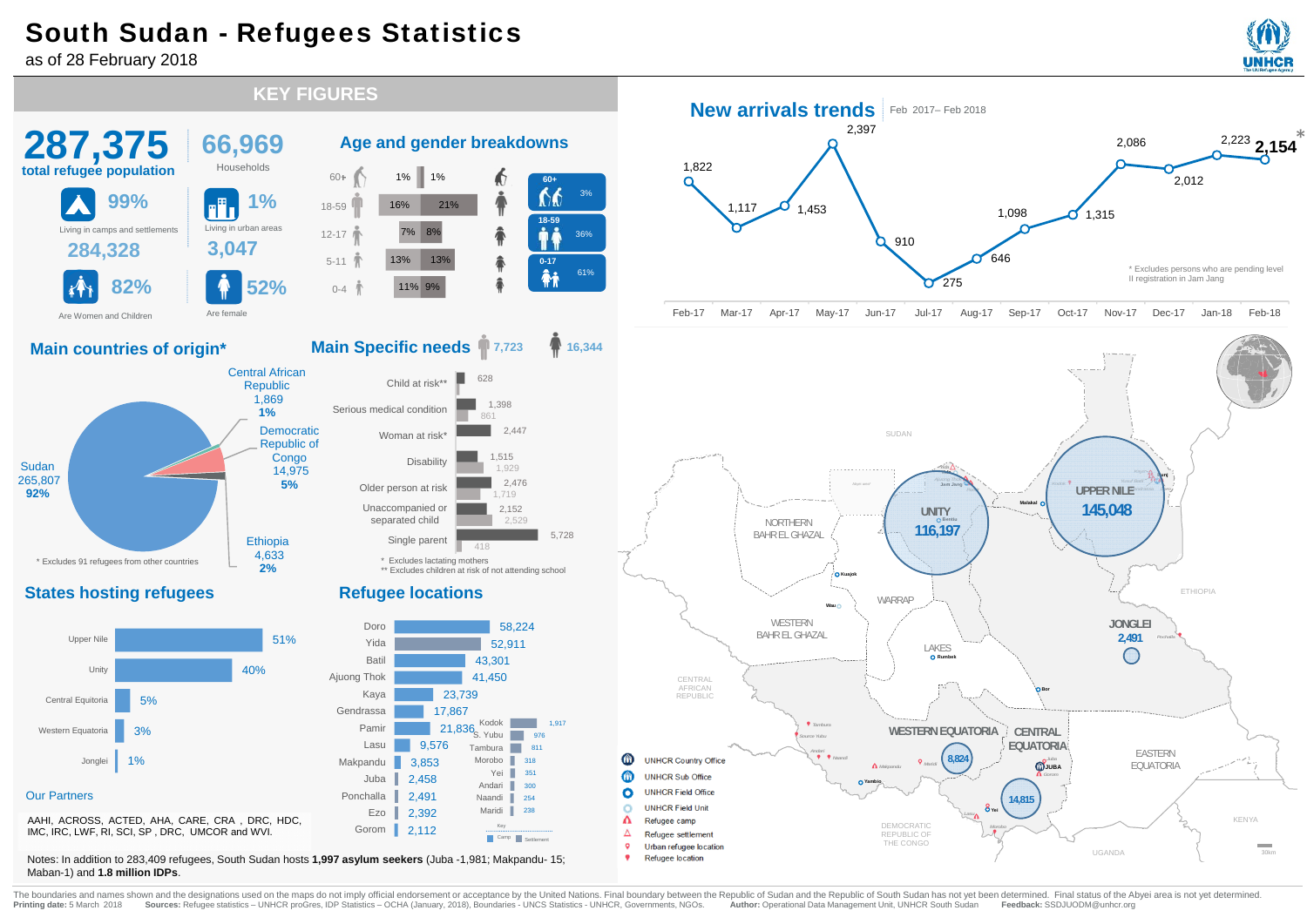# South Sudan - Refugees Statistics

as of 28 February 2018

## KEY FIGURES

**287,375** total refugee population

**66,969** Households

- 99% Living in camps and settlements — 284,328
- 1% Living in urban areas — 3,047
- 82% Are Women and Children
- 52% Are female

## Age and gender breakdowns

| Age | Male | Female |
|---|---|---|
| 60+ | 1% | 1% |
| 18-59 | 16% | 21% |
| 12-17 | 7% | 8% |
| 5-11 | 13% | 13% |
| 0-4 | 11% | 9% |

- 60+: 3%
- 18-59: 36%
- 0-17: 61%

## New arrivals trends

Feb 2017– Feb 2018

| Month | New arrivals |
|---|---|
| Feb-17 | 1,822 |
| Mar-17 | 1,117 |
| Apr-17 | 1,453 |
| May-17 | 2,397 |
| Jun-17 | 910 |
| Jul-17 | 275 |
| Aug-17 | 646 |
| Sep-17 | 1,098 |
| Oct-17 | 1,315 |
| Nov-17 | 2,086 |
| Dec-17 | 2,012 |
| Jan-18 | 2,223 |
| Feb-18 | 2,154* |

* Excludes persons who are pending level II registration in Jam Jang

## Main countries of origin*

| Country | Refugees | % |
|---|---|---|
| Sudan | 265,807 | 92% |
| Democratic Republic of Congo | 14,975 | 5% |
| Ethiopia | 4,633 | 2% |
| Central African Republic | 1,869 | 1% |

* Excludes 91 refugees from other countries

## Main Specific needs

Male: 7,723 | Female: 16,344

| Need | Female | Male |
|---|---|---|
| Child at risk** | 628 | |
| Serious medical condition | 1,398 | 861 |
| Woman at risk* | 2,447 | |
| Disability | 1,515 | 1,929 |
| Older person at risk | 2,476 | 1,719 |
| Unaccompanied or separated child | 2,152 | 2,529 |
| Single parent | 5,728 | 418 |

\* Excludes lactating mothers
** Excludes children at risk of not attending school

## States hosting refugees

| State | % |
|---|---|
| Upper Nile | 51% |
| Unity | 40% |
| Central Equatoria | 5% |
| Western Equatoria | 3% |
| Jonglei | 1% |

## Refugee locations

| Location | Refugees |
|---|---|
| Doro | 58,224 |
| Yida | 52,911 |
| Batil | 43,301 |
| Ajuong Thok | 41,450 |
| Kaya | 23,739 |
| Gendrassa | 17,867 |
| Pamir | 21,836 |
| Lasu | 9,576 |
| Makpandu | 3,853 |
| Juba | 2,458 |
| Ponchalla | 2,491 |
| Ezo | 2,392 |
| Gorom | 2,112 |
| Kodok | 1,917 |
| S. Yubu | 976 |
| Tambura | 811 |
| Morobo | 318 |
| Yei | 351 |
| Andari | 300 |
| Naandi | 254 |
| Maridi | 238 |

Key: Camp, Settlement

## Map

| State | Refugees |
|---|---|
| Upper Nile | 145,048 |
| Unity | 116,197 |
| Central Equatoria | 14,815 |
| Western Equatoria | 8,824 |
| Jonglei | 2,491 |

Legend: UNHCR Country Office; UNHCR Sub Office; UNHCR Field Office; UNHCR Field Unit; Refugee camp; Refugee settlement; Urban refugee location; Refugee location

## Our Partners

AAHI, ACROSS, ACTED, AHA, CARE, CRA, DRC, HDC, IMC, IRC, LWF, RI, SCI, SP, DRC, UMCOR and WVI.

Notes: In addition to 283,409 refugees, South Sudan hosts **1,997 asylum seekers** (Juba -1,981; Makpandu- 15; Maban-1) and **1.8 million IDPs**.

The boundaries and names shown and the designations used on the maps do not imply official endorsement or acceptance by the United Nations. Final boundary between the Republic of Sudan and the Republic of South Sudan has not yet been determined. Final status of the Abyei area is not yet determined.

**Printing date:** 5 March 2018 **Sources:** Refugee statistics – UNHCR proGres, IDP Statistics – OCHA (January, 2018), Boundaries - UNCS Statistics - UNHCR, Governments, NGOs. **Author:** Operational Data Management Unit, UNHCR South Sudan **Feedback:** SSDJUODM@unhcr.org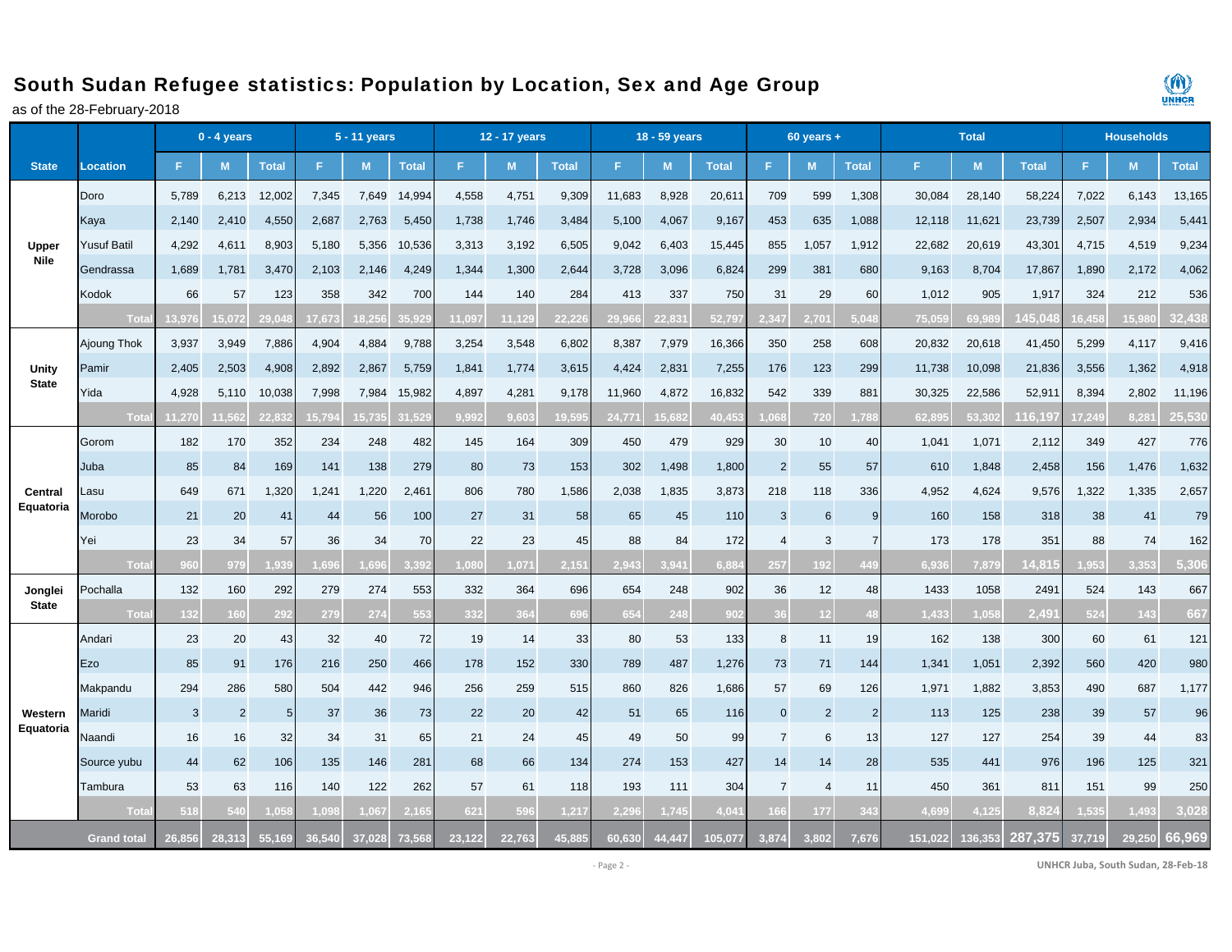# South Sudan Refugee statistics: Population by Location, Sex and Age Group

as of the 28-February-2018

| State | Location | 0 - 4 years | | | 5 - 11 years | | | 12 - 17 years | | | 18 - 59 years | | | 60 years + | | | Total | | | Households | | |
|---|---|---|---|---|---|---|---|---|---|---|---|---|---|---|---|---|---|---|---|---|---|---|
| | | F | M | Total | F | M | Total | F | M | Total | F | M | Total | F | M | Total | F | M | Total | F | M | Total |
| Upper Nile | Doro | 5,789 | 6,213 | 12,002 | 7,345 | 7,649 | 14,994 | 4,558 | 4,751 | 9,309 | 11,683 | 8,928 | 20,611 | 709 | 599 | 1,308 | 30,084 | 28,140 | 58,224 | 7,022 | 6,143 | 13,165 |
| | Kaya | 2,140 | 2,410 | 4,550 | 2,687 | 2,763 | 5,450 | 1,738 | 1,746 | 3,484 | 5,100 | 4,067 | 9,167 | 453 | 635 | 1,088 | 12,118 | 11,621 | 23,739 | 2,507 | 2,934 | 5,441 |
| | Yusuf Batil | 4,292 | 4,611 | 8,903 | 5,180 | 5,356 | 10,536 | 3,313 | 3,192 | 6,505 | 9,042 | 6,403 | 15,445 | 855 | 1,057 | 1,912 | 22,682 | 20,619 | 43,301 | 4,715 | 4,519 | 9,234 |
| | Gendrassa | 1,689 | 1,781 | 3,470 | 2,103 | 2,146 | 4,249 | 1,344 | 1,300 | 2,644 | 3,728 | 3,096 | 6,824 | 299 | 381 | 680 | 9,163 | 8,704 | 17,867 | 1,890 | 2,172 | 4,062 |
| | Kodok | 66 | 57 | 123 | 358 | 342 | 700 | 144 | 140 | 284 | 413 | 337 | 750 | 31 | 29 | 60 | 1,012 | 905 | 1,917 | 324 | 212 | 536 |
| | Total | 13,976 | 15,072 | 29,048 | 17,673 | 18,256 | 35,929 | 11,097 | 11,129 | 22,226 | 29,966 | 22,831 | 52,797 | 2,347 | 2,701 | 5,048 | 75,059 | 69,989 | 145,048 | 16,458 | 15,980 | 32,438 |
| Unity State | Ajoung Thok | 3,937 | 3,949 | 7,886 | 4,904 | 4,884 | 9,788 | 3,254 | 3,548 | 6,802 | 8,387 | 7,979 | 16,366 | 350 | 258 | 608 | 20,832 | 20,618 | 41,450 | 5,299 | 4,117 | 9,416 |
| | Pamir | 2,405 | 2,503 | 4,908 | 2,892 | 2,867 | 5,759 | 1,841 | 1,774 | 3,615 | 4,424 | 2,831 | 7,255 | 176 | 123 | 299 | 11,738 | 10,098 | 21,836 | 3,556 | 1,362 | 4,918 |
| | Yida | 4,928 | 5,110 | 10,038 | 7,998 | 7,984 | 15,982 | 4,897 | 4,281 | 9,178 | 11,960 | 4,872 | 16,832 | 542 | 339 | 881 | 30,325 | 22,586 | 52,911 | 8,394 | 2,802 | 11,196 |
| | Total | 11,270 | 11,562 | 22,832 | 15,794 | 15,735 | 31,529 | 9,992 | 9,603 | 19,595 | 24,771 | 15,682 | 40,453 | 1,068 | 720 | 1,788 | 62,895 | 53,302 | 116,197 | 17,249 | 8,281 | 25,530 |
| Central Equatoria | Gorom | 182 | 170 | 352 | 234 | 248 | 482 | 145 | 164 | 309 | 450 | 479 | 929 | 30 | 10 | 40 | 1,041 | 1,071 | 2,112 | 349 | 427 | 776 |
| | Juba | 85 | 84 | 169 | 141 | 138 | 279 | 80 | 73 | 153 | 302 | 1,498 | 1,800 | 2 | 55 | 57 | 610 | 1,848 | 2,458 | 156 | 1,476 | 1,632 |
| | Lasu | 649 | 671 | 1,320 | 1,241 | 1,220 | 2,461 | 806 | 780 | 1,586 | 2,038 | 1,835 | 3,873 | 218 | 118 | 336 | 4,952 | 4,624 | 9,576 | 1,322 | 1,335 | 2,657 |
| | Morobo | 21 | 20 | 41 | 44 | 56 | 100 | 27 | 31 | 58 | 65 | 45 | 110 | 3 | 6 | 9 | 160 | 158 | 318 | 38 | 41 | 79 |
| | Yei | 23 | 34 | 57 | 36 | 34 | 70 | 22 | 23 | 45 | 88 | 84 | 172 | 4 | 3 | 7 | 173 | 178 | 351 | 88 | 74 | 162 |
| | Total | 960 | 979 | 1,939 | 1,696 | 1,696 | 3,392 | 1,080 | 1,071 | 2,151 | 2,943 | 3,941 | 6,884 | 257 | 192 | 449 | 6,936 | 7,879 | 14,815 | 1,953 | 3,353 | 5,306 |
| Jonglei State | Pochalla | 132 | 160 | 292 | 279 | 274 | 553 | 332 | 364 | 696 | 654 | 248 | 902 | 36 | 12 | 48 | 1433 | 1058 | 2491 | 524 | 143 | 667 |
| | Total | 132 | 160 | 292 | 279 | 274 | 553 | 332 | 364 | 696 | 654 | 248 | 902 | 36 | 12 | 48 | 1,433 | 1,058 | 2,491 | 524 | 143 | 667 |
| Western Equatoria | Andari | 23 | 20 | 43 | 32 | 40 | 72 | 19 | 14 | 33 | 80 | 53 | 133 | 8 | 11 | 19 | 162 | 138 | 300 | 60 | 61 | 121 |
| | Ezo | 85 | 91 | 176 | 216 | 250 | 466 | 178 | 152 | 330 | 789 | 487 | 1,276 | 73 | 71 | 144 | 1,341 | 1,051 | 2,392 | 560 | 420 | 980 |
| | Makpandu | 294 | 286 | 580 | 504 | 442 | 946 | 256 | 259 | 515 | 860 | 826 | 1,686 | 57 | 69 | 126 | 1,971 | 1,882 | 3,853 | 490 | 687 | 1,177 |
| | Maridi | 3 | 2 | 5 | 37 | 36 | 73 | 22 | 20 | 42 | 51 | 65 | 116 | 0 | 2 | 2 | 113 | 125 | 238 | 39 | 57 | 96 |
| | Naandi | 16 | 16 | 32 | 34 | 31 | 65 | 21 | 24 | 45 | 49 | 50 | 99 | 7 | 6 | 13 | 127 | 127 | 254 | 39 | 44 | 83 |
| | Source yubu | 44 | 62 | 106 | 135 | 146 | 281 | 68 | 66 | 134 | 274 | 153 | 427 | 14 | 14 | 28 | 535 | 441 | 976 | 196 | 125 | 321 |
| | Tambura | 53 | 63 | 116 | 140 | 122 | 262 | 57 | 61 | 118 | 193 | 111 | 304 | 7 | 4 | 11 | 450 | 361 | 811 | 151 | 99 | 250 |
| | Total | 518 | 540 | 1,058 | 1,098 | 1,067 | 2,165 | 621 | 596 | 1,217 | 2,296 | 1,745 | 4,041 | 166 | 177 | 343 | 4,699 | 4,125 | 8,824 | 1,535 | 1,493 | 3,028 |
| Grand total | | 26,856 | 28,313 | 55,169 | 36,540 | 37,028 | 73,568 | 23,122 | 22,763 | 45,885 | 60,630 | 44,447 | 105,077 | 3,874 | 3,802 | 7,676 | 151,022 | 136,353 | 287,375 | 37,719 | 29,250 | 66,969 |

UNHCR Juba, South Sudan, 28-Feb-18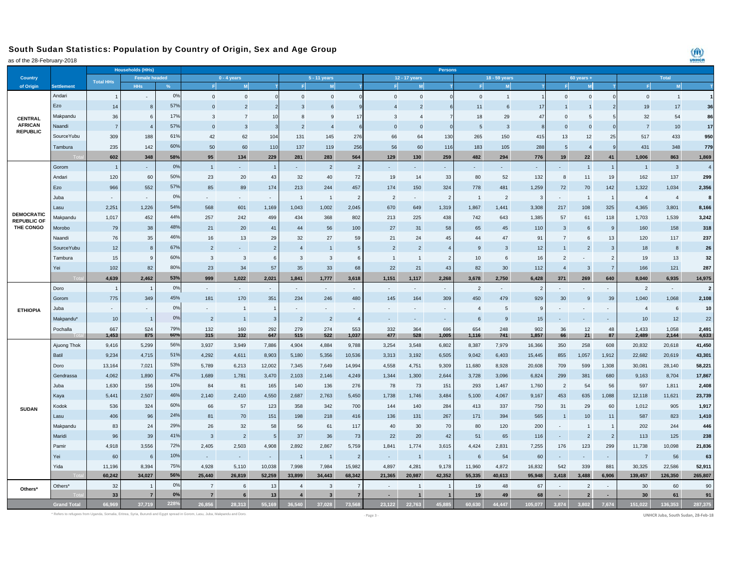## South Sudan Statistics: Population by Country of Origin, Sex and Age Group

as of the 28-February-2018

| Country of Origin | Settlement | Households (HHs) Total HHs | Female headed HHs | Female headed % | 0 - 4 years F | 0 - 4 years M | 0 - 4 years T | 5 - 11 years F | 5 - 11 years M | 5 - 11 years T | 12 - 17 years F | 12 - 17 years M | 12 - 17 years T | 18 - 59 years F | 18 - 59 years M | 18 - 59 years T | 60 years + F | 60 years + M | 60 years + T | Total F | Total M | Total T |
|---|---|---|---|---|---|---|---|---|---|---|---|---|---|---|---|---|---|---|---|---|---|---|
| CENTRAL AFRICAN REPUBLIC | Andari | 1 | - | 0% | 0 | 0 | 0 | 0 | 0 | 0 | 0 | 0 | 0 | 0 | 1 | 1 | 0 | 0 | 0 | 0 | 1 | 1 |
| | Ezo | 14 | 8 | 57% | 0 | 2 | 2 | 3 | 6 | 9 | 4 | 2 | 6 | 11 | 6 | 17 | 1 | 1 | 2 | 19 | 17 | 36 |
| | Makpandu | 36 | 6 | 17% | 3 | 7 | 10 | 8 | 9 | 17 | 3 | 4 | 7 | 18 | 29 | 47 | 0 | 5 | 5 | 32 | 54 | 86 |
| | Naandi | 7 | 4 | 57% | 0 | 3 | 3 | 2 | 4 | 6 | 0 | 0 | 0 | 5 | 3 | 8 | 0 | 0 | 0 | 7 | 10 | 17 |
| | SourceYubu | 309 | 188 | 61% | 42 | 62 | 104 | 131 | 145 | 276 | 66 | 64 | 130 | 265 | 150 | 415 | 13 | 12 | 25 | 517 | 433 | 950 |
| | Tambura | 235 | 142 | 60% | 50 | 60 | 110 | 137 | 119 | 256 | 56 | 60 | 116 | 183 | 105 | 288 | 5 | 4 | 9 | 431 | 348 | 779 |
| | Total | 602 | 348 | 58% | 95 | 134 | 229 | 281 | 283 | 564 | 129 | 130 | 259 | 482 | 294 | 776 | 19 | 22 | 41 | 1,006 | 863 | 1,869 |
| DEMOCRATIC REPUBLIC OF THE CONGO | Gorom | 1 | - | 0% | 1 | - | 1 | - | 2 | 2 | - | - | - | - | - | - | - | 1 | 1 | 1 | 3 | 4 |
| | Andari | 120 | 60 | 50% | 23 | 20 | 43 | 32 | 40 | 72 | 19 | 14 | 33 | 80 | 52 | 132 | 8 | 11 | 19 | 162 | 137 | 299 |
| | Ezo | 966 | 552 | 57% | 85 | 89 | 174 | 213 | 244 | 457 | 174 | 150 | 324 | 778 | 481 | 1,259 | 72 | 70 | 142 | 1,322 | 1,034 | 2,356 |
| | Juba | - | - | 0% | - | - | - | 1 | 1 | 2 | 2 | - | 2 | 1 | 2 | 3 | - | 1 | 1 | 4 | 4 | 8 |
| | Lasu | 2,251 | 1,226 | 54% | 568 | 601 | 1,169 | 1,043 | 1,002 | 2,045 | 670 | 649 | 1,319 | 1,867 | 1,441 | 3,308 | 217 | 108 | 325 | 4,365 | 3,801 | 8,166 |
| | Makpandu | 1,017 | 452 | 44% | 257 | 242 | 499 | 434 | 368 | 802 | 213 | 225 | 438 | 742 | 643 | 1,385 | 57 | 61 | 118 | 1,703 | 1,539 | 3,242 |
| | Morobo | 79 | 38 | 48% | 21 | 20 | 41 | 44 | 56 | 100 | 27 | 31 | 58 | 65 | 45 | 110 | 3 | 6 | 9 | 160 | 158 | 318 |
| | Naandi | 76 | 35 | 46% | 16 | 13 | 29 | 32 | 27 | 59 | 21 | 24 | 45 | 44 | 47 | 91 | 7 | 6 | 13 | 120 | 117 | 237 |
| | SourceYubu | 12 | 8 | 67% | 2 | - | 2 | 4 | 1 | 5 | 2 | 2 | 4 | 9 | 3 | 12 | 1 | 2 | 3 | 18 | 8 | 26 |
| | Tambura | 15 | 9 | 60% | 3 | 3 | 6 | 3 | 3 | 6 | 1 | 1 | 2 | 10 | 6 | 16 | 2 | - | 2 | 19 | 13 | 32 |
| | Yei | 102 | 82 | 80% | 23 | 34 | 57 | 35 | 33 | 68 | 22 | 21 | 43 | 82 | 30 | 112 | 4 | 3 | 7 | 166 | 121 | 287 |
| | Total | 4,639 | 2,462 | 53% | 999 | 1,022 | 2,021 | 1,841 | 1,777 | 3,618 | 1,151 | 1,117 | 2,268 | 3,678 | 2,750 | 6,428 | 371 | 269 | 640 | 8,040 | 6,935 | 14,975 |
| ETHIOPIA | Doro | 1 | 1 | 0% | - | - | - | - | - | - | - | - | - | 2 | - | 2 | - | - | - | 2 | - | 2 |
| | Gorom | 775 | 349 | 45% | 181 | 170 | 351 | 234 | 246 | 480 | 145 | 164 | 309 | 450 | 479 | 929 | 30 | 9 | 39 | 1,040 | 1,068 | 2,108 |
| | Juba | - | - | 0% | - | 1 | 1 | - | - | - | - | - | - | 4 | 5 | 9 | - | - | - | 4 | 6 | 10 |
| | Makpandu* | 10 | 1 | 0% | 2 | 1 | 3 | 2 | 2 | 4 | - | - | - | 6 | 9 | 15 | - | - | - | 10 | 12 | 22 |
| | Pochalla | 667 | 524 | 79% | 132 | 160 | 292 | 279 | 274 | 553 | 332 | 364 | 696 | 654 | 248 | 902 | 36 | 12 | 48 | 1,433 | 1,058 | 2,491 |
| | Total | 1,453 | 875 | 60% | 315 | 332 | 647 | 515 | 522 | 1,037 | 477 | 528 | 1,005 | 1,116 | 741 | 1,857 | 66 | 21 | 87 | 2,489 | 2,144 | 4,633 |
| SUDAN | Ajuong Thok | 9,416 | 5,299 | 56% | 3,937 | 3,949 | 7,886 | 4,904 | 4,884 | 9,788 | 3,254 | 3,548 | 6,802 | 8,387 | 7,979 | 16,366 | 350 | 258 | 608 | 20,832 | 20,618 | 41,450 |
| | Batil | 9,234 | 4,715 | 51% | 4,292 | 4,611 | 8,903 | 5,180 | 5,356 | 10,536 | 3,313 | 3,192 | 6,505 | 9,042 | 6,403 | 15,445 | 855 | 1,057 | 1,912 | 22,682 | 20,619 | 43,301 |
| | Doro | 13,164 | 7,021 | 53% | 5,789 | 6,213 | 12,002 | 7,345 | 7,649 | 14,994 | 4,558 | 4,751 | 9,309 | 11,680 | 8,928 | 20,608 | 709 | 599 | 1,308 | 30,081 | 28,140 | 58,221 |
| | Gendrassa | 4,062 | 1,890 | 47% | 1,689 | 1,781 | 3,470 | 2,103 | 2,146 | 4,249 | 1,344 | 1,300 | 2,644 | 3,728 | 3,096 | 6,824 | 299 | 381 | 680 | 9,163 | 8,704 | 17,867 |
| | Juba | 1,630 | 156 | 10% | 84 | 81 | 165 | 140 | 136 | 276 | 78 | 73 | 151 | 293 | 1,467 | 1,760 | 2 | 54 | 56 | 597 | 1,811 | 2,408 |
| | Kaya | 5,441 | 2,507 | 46% | 2,140 | 2,410 | 4,550 | 2,687 | 2,763 | 5,450 | 1,738 | 1,746 | 3,484 | 5,100 | 4,067 | 9,167 | 453 | 635 | 1,088 | 12,118 | 11,621 | 23,739 |
| | Kodok | 536 | 324 | 60% | 66 | 57 | 123 | 358 | 342 | 700 | 144 | 140 | 284 | 413 | 337 | 750 | 31 | 29 | 60 | 1,012 | 905 | 1,917 |
| | Lasu | 406 | 96 | 24% | 81 | 70 | 151 | 198 | 218 | 416 | 136 | 131 | 267 | 171 | 394 | 565 | 1 | 10 | 11 | 587 | 823 | 1,410 |
| | Makpandu | 83 | 24 | 29% | 26 | 32 | 58 | 56 | 61 | 117 | 40 | 30 | 70 | 80 | 120 | 200 | - | 1 | 1 | 202 | 244 | 446 |
| | Maridi | 96 | 39 | 41% | 3 | 2 | 5 | 37 | 36 | 73 | 22 | 20 | 42 | 51 | 65 | 116 | - | 2 | 2 | 113 | 125 | 238 |
| | Pamir | 4,918 | 3,556 | 72% | 2,405 | 2,503 | 4,908 | 2,892 | 2,867 | 5,759 | 1,841 | 1,774 | 3,615 | 4,424 | 2,831 | 7,255 | 176 | 123 | 299 | 11,738 | 10,098 | 21,836 |
| | Yei | 60 | 6 | 10% | - | - | - | 1 | 1 | 2 | - | 1 | 1 | 6 | 54 | 60 | - | - | - | 7 | 56 | 63 |
| | Yida | 11,196 | 8,394 | 75% | 4,928 | 5,110 | 10,038 | 7,998 | 7,984 | 15,982 | 4,897 | 4,281 | 9,178 | 11,960 | 4,872 | 16,832 | 542 | 339 | 881 | 30,325 | 22,586 | 52,911 |
| | Total | 60,242 | 34,027 | 56% | 25,440 | 26,819 | 52,259 | 33,899 | 34,443 | 68,342 | 21,365 | 20,987 | 42,352 | 55,335 | 40,613 | 95,948 | 3,418 | 3,488 | 6,906 | 139,457 | 126,350 | 265,807 |
| Others* | Others* | 32 | 1 | 0% | 7 | 6 | 13 | 4 | 3 | 7 | - | 1 | 1 | 19 | 48 | 67 | - | 2 | - | 30 | 60 | 90 |
| | Total | 33 | 7 | 0% | 7 | 6 | 13 | 4 | 3 | 7 | - | 1 | 1 | 19 | 49 | 68 | - | 2 | - | 30 | 61 | 91 |
| Grand Total | | 66,969 | 37,719 | 228% | 26,856 | 28,313 | 55,169 | 36,540 | 37,028 | 73,568 | 23,122 | 22,763 | 45,885 | 60,630 | 44,447 | 105,077 | 3,874 | 3,802 | 7,674 | 151,022 | 136,353 | 287,375 |

* Refers to refugees from Uganda, Somalia, Eritrea, Syria, Burundi and Egypt spread in Gorom, Lasu, Juba, Makpandu and Doro.

UNHCR Juba, South Sudan, 28-Feb-18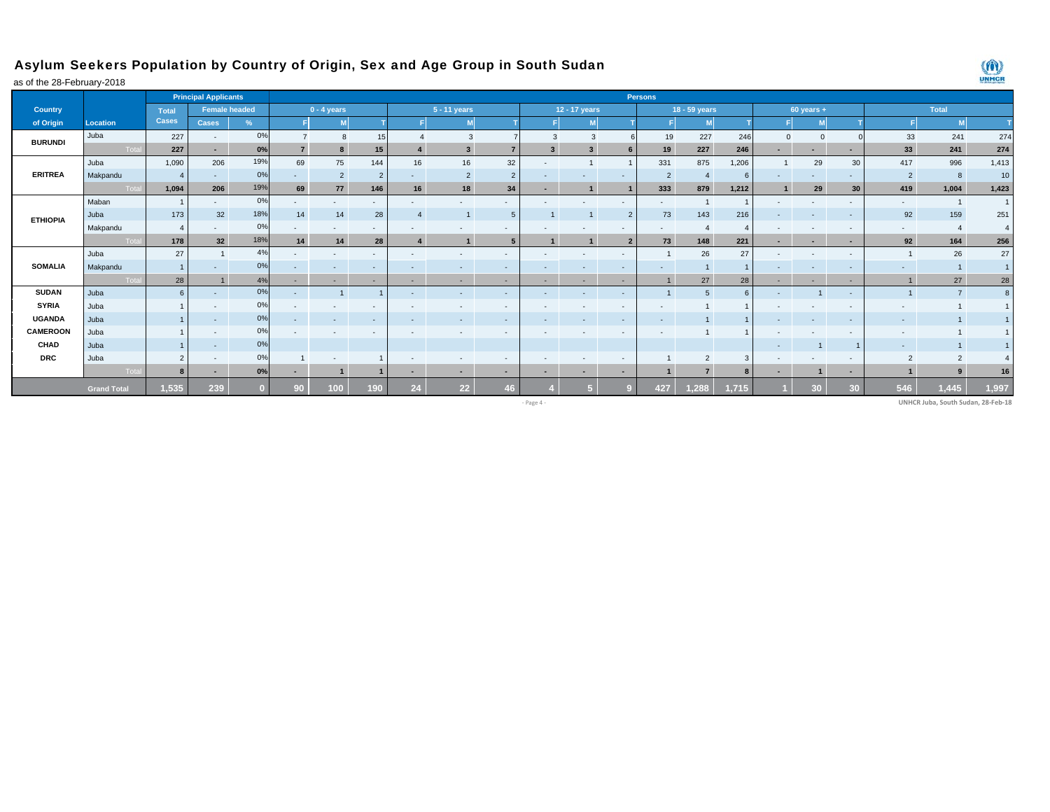# Asylum Seekers Population by Country of Origin, Sex and Age Group in South Sudan

as of the 28-February-2018

| Country of Origin | Location | Principal Applicants: Total Cases | Female headed: Cases | Female headed: % | 0 - 4 years: F | 0 - 4 years: M | 0 - 4 years: T | 5 - 11 years: F | 5 - 11 years: M | 5 - 11 years: T | 12 - 17 years: F | 12 - 17 years: M | 12 - 17 years: T | 18 - 59 years: F | 18 - 59 years: M | 18 - 59 years: T | 60 years +: F | 60 years +: M | 60 years +: T | Total: F | Total: M | Total: T |
|---|---|---|---|---|---|---|---|---|---|---|---|---|---|---|---|---|---|---|---|---|---|---|
| BURUNDI | Juba | 227 | - | 0% | 7 | 8 | 15 | 4 | 3 | 7 | 3 | 3 | 6 | 19 | 227 | 246 | 0 | 0 | 0 | 33 | 241 | 274 |
| | **Total** | **227** | **-** | **0%** | **7** | **8** | **15** | **4** | **3** | **7** | **3** | **3** | **6** | **19** | **227** | **246** | **-** | **-** | **-** | **33** | **241** | **274** |
| ERITREA | Juba | 1,090 | 206 | 19% | 69 | 75 | 144 | 16 | 16 | 32 | - | 1 | 1 | 331 | 875 | 1,206 | 1 | 29 | 30 | 417 | 996 | 1,413 |
| | Makpandu | 4 | - | 0% | - | 2 | 2 | - | 2 | 2 | - | - | - | 2 | 4 | 6 | - | - | - | 2 | 8 | 10 |
| | **Total** | **1,094** | **206** | **19%** | **69** | **77** | **146** | **16** | **18** | **34** | **-** | **1** | **1** | **333** | **879** | **1,212** | **1** | **29** | **30** | **419** | **1,004** | **1,423** |
| ETHIOPIA | Maban | 1 | - | 0% | - | - | - | - | - | - | - | - | - | - | 1 | 1 | - | - | - | - | 1 | 1 |
| | Juba | 173 | 32 | 18% | 14 | 14 | 28 | 4 | 1 | 5 | 1 | 1 | 2 | 73 | 143 | 216 | - | - | - | 92 | 159 | 251 |
| | Makpandu | 4 | - | 0% | - | - | - | - | - | - | - | - | - | - | 4 | 4 | - | - | - | - | 4 | 4 |
| | **Total** | **178** | **32** | **18%** | **14** | **14** | **28** | **4** | **1** | **5** | **1** | **1** | **2** | **73** | **148** | **221** | **-** | **-** | **-** | **92** | **164** | **256** |
| SOMALIA | Juba | 27 | 1 | 4% | - | - | - | - | - | - | - | - | - | 1 | 26 | 27 | - | - | - | 1 | 26 | 27 |
| | Makpandu | 1 | - | 0% | - | - | - | - | - | - | - | - | - | - | 1 | 1 | - | - | - | - | 1 | 1 |
| | Total | 28 | 1 | 4% | - | - | - | - | - | - | - | - | - | 1 | 27 | 28 | - | - | - | 1 | 27 | 28 |
| SUDAN | Juba | 6 | - | 0% | - | 1 | 1 | - | - | - | - | - | - | 1 | 5 | 6 | - | 1 | - | 1 | 7 | 8 |
| SYRIA | Juba | 1 | - | 0% | - | - | - | - | - | - | - | - | - | - | 1 | 1 | - | - | - | - | 1 | 1 |
| UGANDA | Juba | 1 | - | 0% | - | - | - | - | - | - | - | - | - | - | 1 | 1 | - | - | - | - | 1 | 1 |
| CAMEROON | Juba | 1 | - | 0% | - | - | - | - | - | - | - | - | - | - | 1 | 1 | - | - | - | - | 1 | 1 |
| CHAD | Juba | 1 | - | 0% | | | | | | | | | | | | | - | 1 | 1 | - | 1 | 1 |
| DRC | Juba | 2 | - | 0% | 1 | - | 1 | - | - | - | - | - | - | 1 | 2 | 3 | - | - | - | 2 | 2 | 4 |
| | **Total** | **8** | **-** | **0%** | **-** | **1** | **1** | **-** | **-** | **-** | **-** | **-** | **-** | **1** | **7** | **8** | **-** | **1** | **-** | **1** | **9** | **16** |
| **Grand Total** | | **1,535** | **239** | **0** | **90** | **100** | **190** | **24** | **22** | **46** | **4** | **5** | **9** | **427** | **1,288** | **1,715** | **1** | **30** | **30** | **546** | **1,445** | **1,997** |

UNHCR Juba, South Sudan, 28-Feb-18